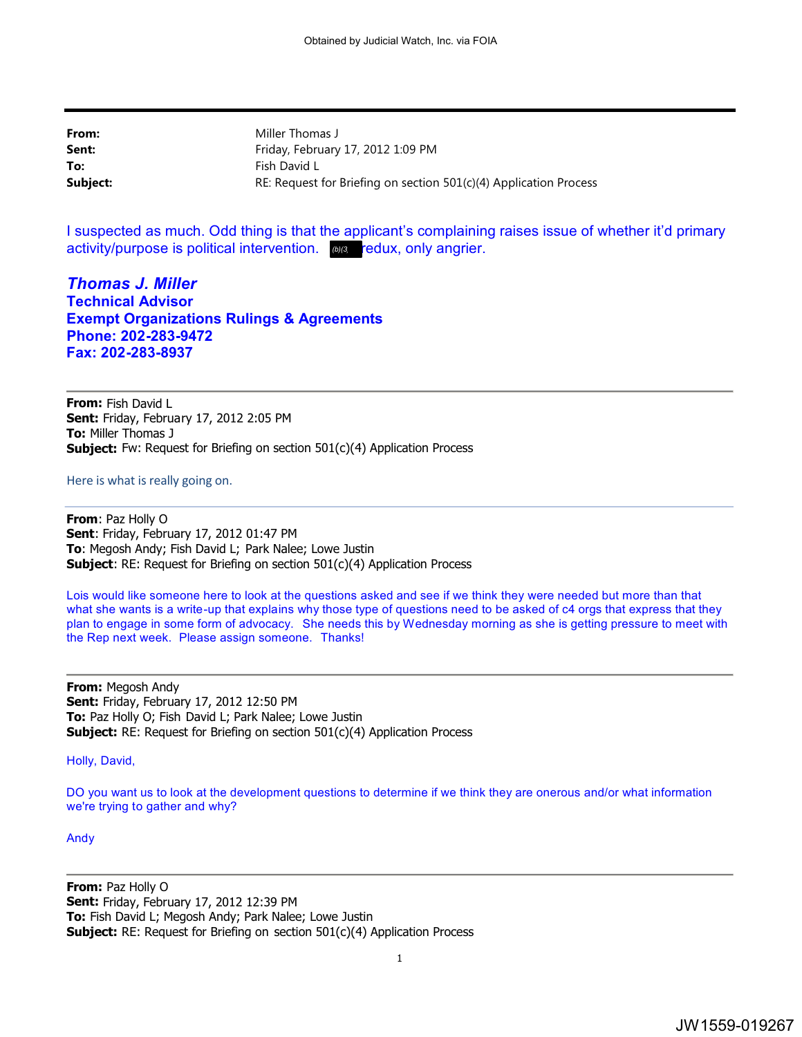Obtained by Judicial Watch, Inc. via FOIA

---

**From:** Miller Thomas J
**Sent:** Friday, February 17, 2012 1:09 PM
**To:** Fish David L
**Subject:** RE: Request for Briefing on section 501(c)(4) Application Process

I suspected as much. Odd thing is that the applicant's complaining raises issue of whether it'd primary activity/purpose is political intervention. (b)(3) redux, only angrier.

***Thomas J. Miller***
**Technical Advisor**
**Exempt Organizations Rulings & Agreements**
**Phone: 202-283-9472**
**Fax: 202-283-8937**

---

**From:** Fish David L
**Sent:** Friday, February 17, 2012 2:05 PM
**To:** Miller Thomas J
**Subject:** Fw: Request for Briefing on section 501(c)(4) Application Process

Here is what is really going on.

---

**From**: Paz Holly O
**Sent**: Friday, February 17, 2012 01:47 PM
**To**: Megosh Andy; Fish David L; Park Nalee; Lowe Justin
**Subject**: RE: Request for Briefing on section 501(c)(4) Application Process

Lois would like someone here to look at the questions asked and see if we think they were needed but more than that what she wants is a write-up that explains why those type of questions need to be asked of c4 orgs that express that they plan to engage in some form of advocacy. She needs this by Wednesday morning as she is getting pressure to meet with the Rep next week. Please assign someone. Thanks!

---

**From:** Megosh Andy
**Sent:** Friday, February 17, 2012 12:50 PM
**To:** Paz Holly O; Fish David L; Park Nalee; Lowe Justin
**Subject:** RE: Request for Briefing on section 501(c)(4) Application Process

Holly, David,

DO you want us to look at the development questions to determine if we think they are onerous and/or what information we're trying to gather and why?

Andy

---

**From:** Paz Holly O
**Sent:** Friday, February 17, 2012 12:39 PM
**To:** Fish David L; Megosh Andy; Park Nalee; Lowe Justin
**Subject:** RE: Request for Briefing on section 501(c)(4) Application Process

JW1559-019267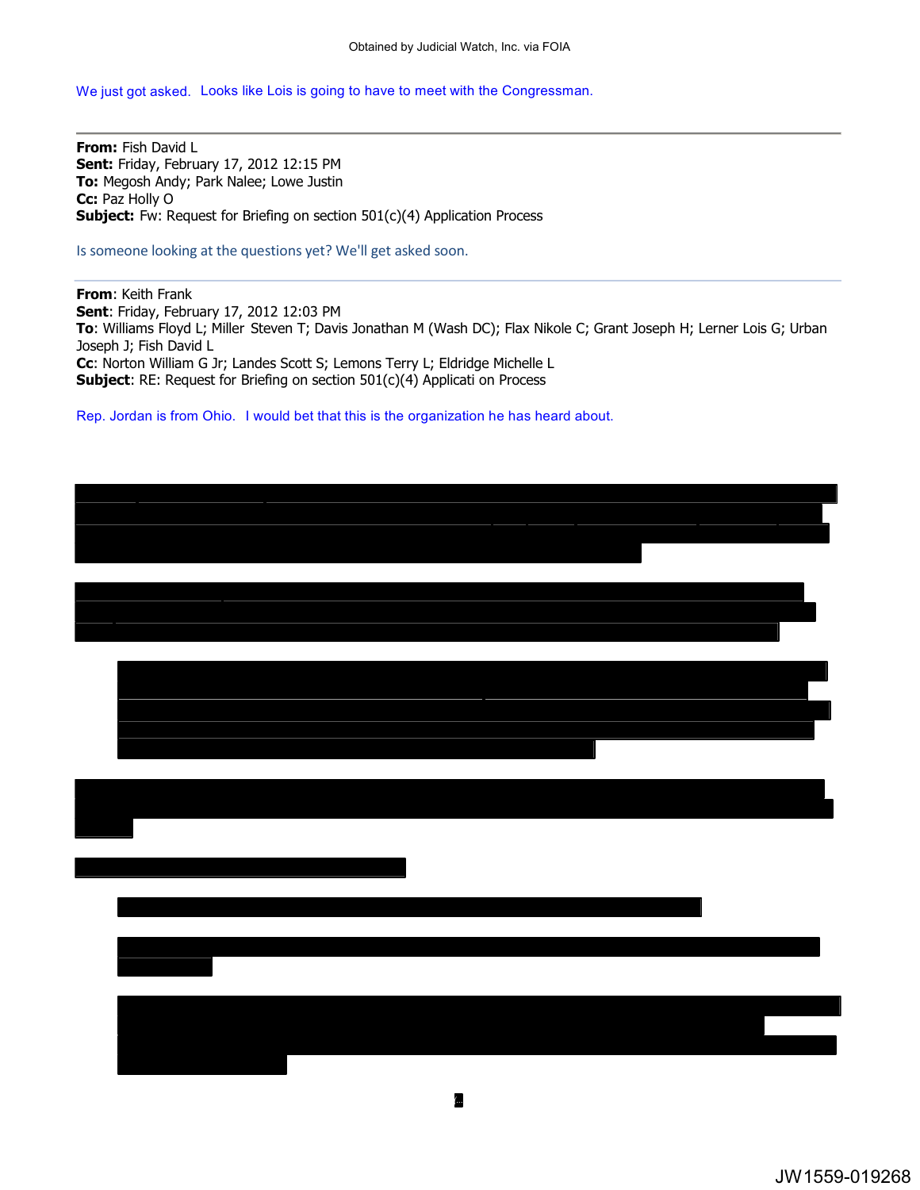We just got asked. Looks like Lois is going to have to meet with the Congressman.

---

**From:** Fish David L
**Sent:** Friday, February 17, 2012 12:15 PM
**To:** Megosh Andy; Park Nalee; Lowe Justin
**Cc:** Paz Holly O
**Subject:** Fw: Request for Briefing on section 501(c)(4) Application Process

Is someone looking at the questions yet? We'll get asked soon.

---

**From**: Keith Frank
**Sent**: Friday, February 17, 2012 12:03 PM
**To**: Williams Floyd L; Miller Steven T; Davis Jonathan M (Wash DC); Flax Nikole C; Grant Joseph H; Lerner Lois G; Urban Joseph J; Fish David L
**Cc**: Norton William G Jr; Landes Scott S; Lemons Terry L; Eldridge Michelle L
**Subject**: RE: Request for Briefing on section 501(c)(4) Applicati on Process

Rep. Jordan is from Ohio. I would bet that this is the organization he has heard about.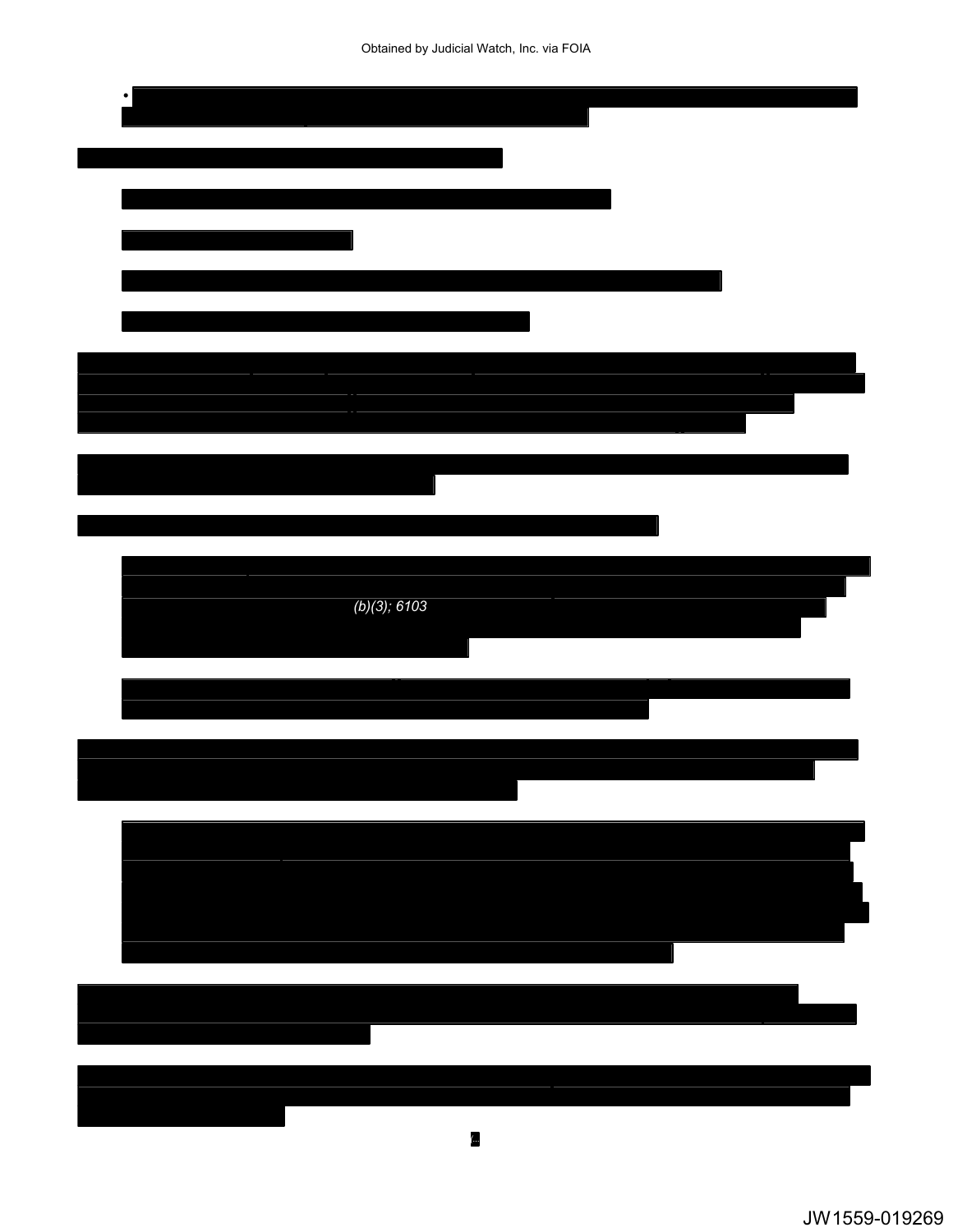•

(b)(3); 6103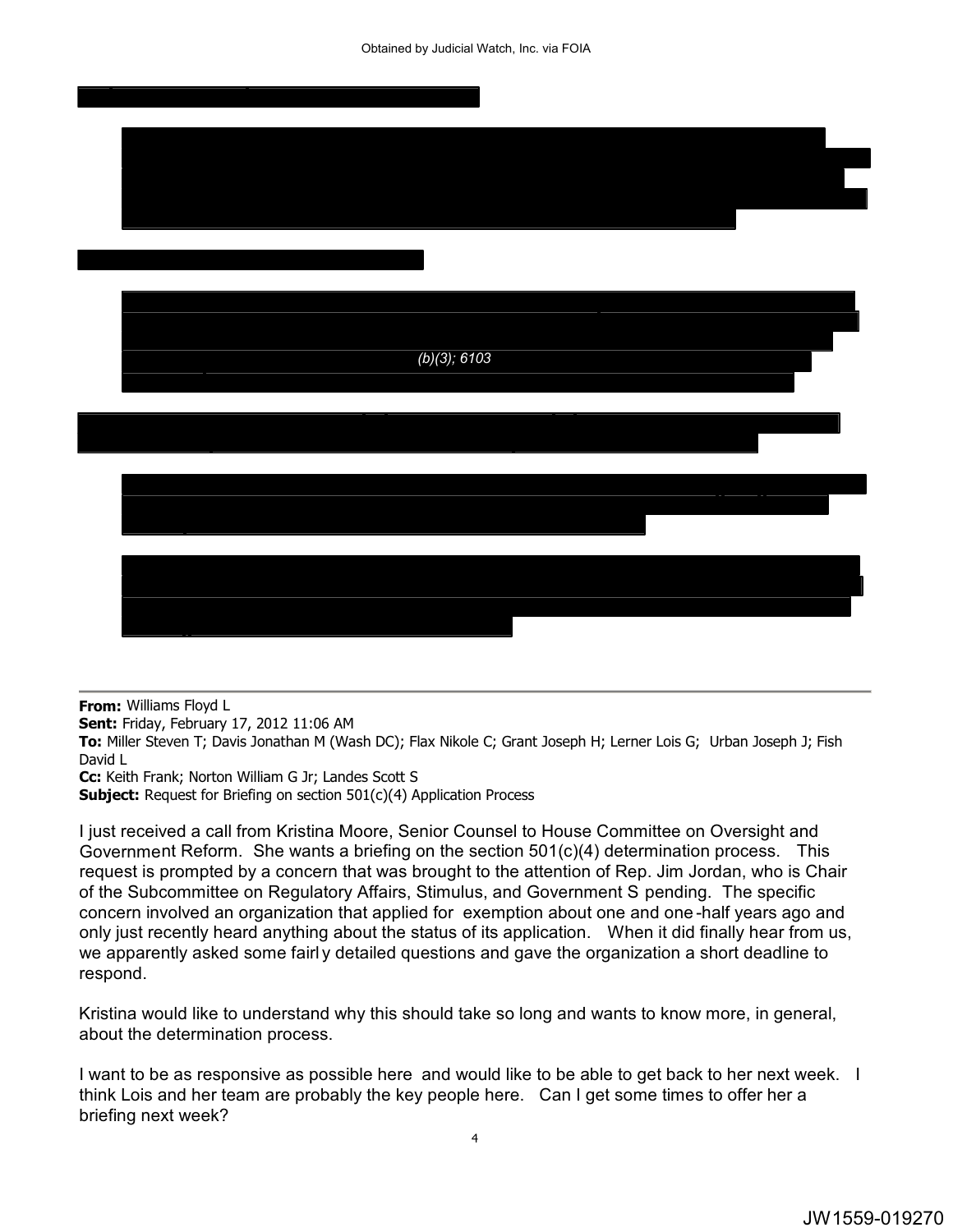(b)(3); 6103

**From:** Williams Floyd L
**Sent:** Friday, February 17, 2012 11:06 AM
**To:** Miller Steven T; Davis Jonathan M (Wash DC); Flax Nikole C; Grant Joseph H; Lerner Lois G; Urban Joseph J; Fish David L
**Cc:** Keith Frank; Norton William G Jr; Landes Scott S
**Subject:** Request for Briefing on section 501(c)(4) Application Process

I just received a call from Kristina Moore, Senior Counsel to House Committee on Oversight and Government Reform. She wants a briefing on the section 501(c)(4) determination process. This request is prompted by a concern that was brought to the attention of Rep. Jim Jordan, who is Chair of the Subcommittee on Regulatory Affairs, Stimulus, and Government S pending. The specific concern involved an organization that applied for exemption about one and one-half years ago and only just recently heard anything about the status of its application. When it did finally hear from us, we apparently asked some fairl y detailed questions and gave the organization a short deadline to respond.

Kristina would like to understand why this should take so long and wants to know more, in general, about the determination process.

I want to be as responsive as possible here and would like to be able to get back to her next week. I think Lois and her team are probably the key people here. Can I get some times to offer her a briefing next week?